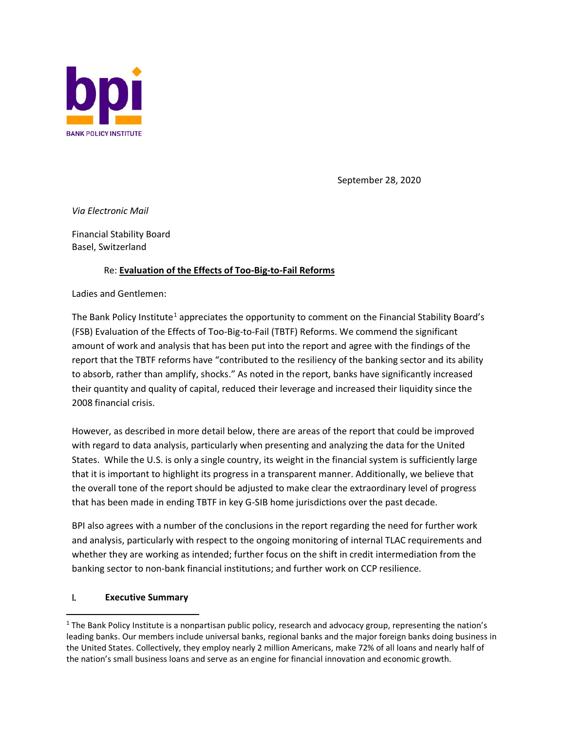**BANK POLICY INSTITUTE**

September 28, 2020

*Via Electronic Mail*

Financial Stability Board
Basel, Switzerland

Re: **Evaluation of the Effects of Too-Big-to-Fail Reforms**

Ladies and Gentlemen:

The Bank Policy Institute[1] appreciates the opportunity to comment on the Financial Stability Board's (FSB) Evaluation of the Effects of Too-Big-to-Fail (TBTF) Reforms. We commend the significant amount of work and analysis that has been put into the report and agree with the findings of the report that the TBTF reforms have "contributed to the resiliency of the banking sector and its ability to absorb, rather than amplify, shocks." As noted in the report, banks have significantly increased their quantity and quality of capital, reduced their leverage and increased their liquidity since the 2008 financial crisis.

However, as described in more detail below, there are areas of the report that could be improved with regard to data analysis, particularly when presenting and analyzing the data for the United States. While the U.S. is only a single country, its weight in the financial system is sufficiently large that it is important to highlight its progress in a transparent manner. Additionally, we believe that the overall tone of the report should be adjusted to make clear the extraordinary level of progress that has been made in ending TBTF in key G-SIB home jurisdictions over the past decade.

BPI also agrees with a number of the conclusions in the report regarding the need for further work and analysis, particularly with respect to the ongoing monitoring of internal TLAC requirements and whether they are working as intended; further focus on the shift in credit intermediation from the banking sector to non-bank financial institutions; and further work on CCP resilience.

## I. Executive Summary

---

[1] The Bank Policy Institute is a nonpartisan public policy, research and advocacy group, representing the nation's leading banks. Our members include universal banks, regional banks and the major foreign banks doing business in the United States. Collectively, they employ nearly 2 million Americans, make 72% of all loans and nearly half of the nation's small business loans and serve as an engine for financial innovation and economic growth.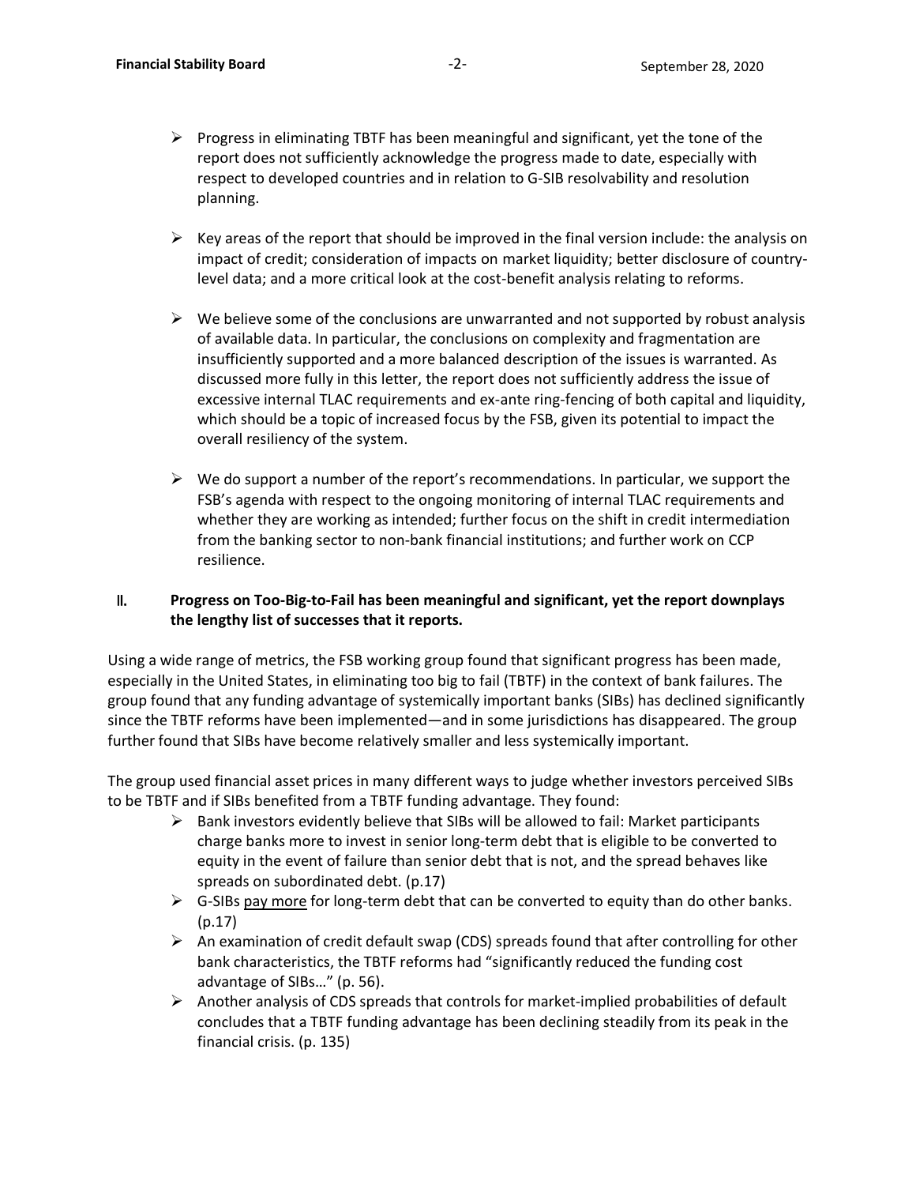- Progress in eliminating TBTF has been meaningful and significant, yet the tone of the report does not sufficiently acknowledge the progress made to date, especially with respect to developed countries and in relation to G-SIB resolvability and resolution planning.

- Key areas of the report that should be improved in the final version include: the analysis on impact of credit; consideration of impacts on market liquidity; better disclosure of country-level data; and a more critical look at the cost-benefit analysis relating to reforms.

- We believe some of the conclusions are unwarranted and not supported by robust analysis of available data. In particular, the conclusions on complexity and fragmentation are insufficiently supported and a more balanced description of the issues is warranted. As discussed more fully in this letter, the report does not sufficiently address the issue of excessive internal TLAC requirements and ex-ante ring-fencing of both capital and liquidity, which should be a topic of increased focus by the FSB, given its potential to impact the overall resiliency of the system.

- We do support a number of the report's recommendations. In particular, we support the FSB's agenda with respect to the ongoing monitoring of internal TLAC requirements and whether they are working as intended; further focus on the shift in credit intermediation from the banking sector to non-bank financial institutions; and further work on CCP resilience.

## II. Progress on Too-Big-to-Fail has been meaningful and significant, yet the report downplays the lengthy list of successes that it reports.

Using a wide range of metrics, the FSB working group found that significant progress has been made, especially in the United States, in eliminating too big to fail (TBTF) in the context of bank failures. The group found that any funding advantage of systemically important banks (SIBs) has declined significantly since the TBTF reforms have been implemented—and in some jurisdictions has disappeared. The group further found that SIBs have become relatively smaller and less systemically important.

The group used financial asset prices in many different ways to judge whether investors perceived SIBs to be TBTF and if SIBs benefited from a TBTF funding advantage. They found:

- Bank investors evidently believe that SIBs will be allowed to fail: Market participants charge banks more to invest in senior long-term debt that is eligible to be converted to equity in the event of failure than senior debt that is not, and the spread behaves like spreads on subordinated debt. (p.17)
- G-SIBs pay more for long-term debt that can be converted to equity than do other banks. (p.17)
- An examination of credit default swap (CDS) spreads found that after controlling for other bank characteristics, the TBTF reforms had "significantly reduced the funding cost advantage of SIBs…" (p. 56).
- Another analysis of CDS spreads that controls for market-implied probabilities of default concludes that a TBTF funding advantage has been declining steadily from its peak in the financial crisis. (p. 135)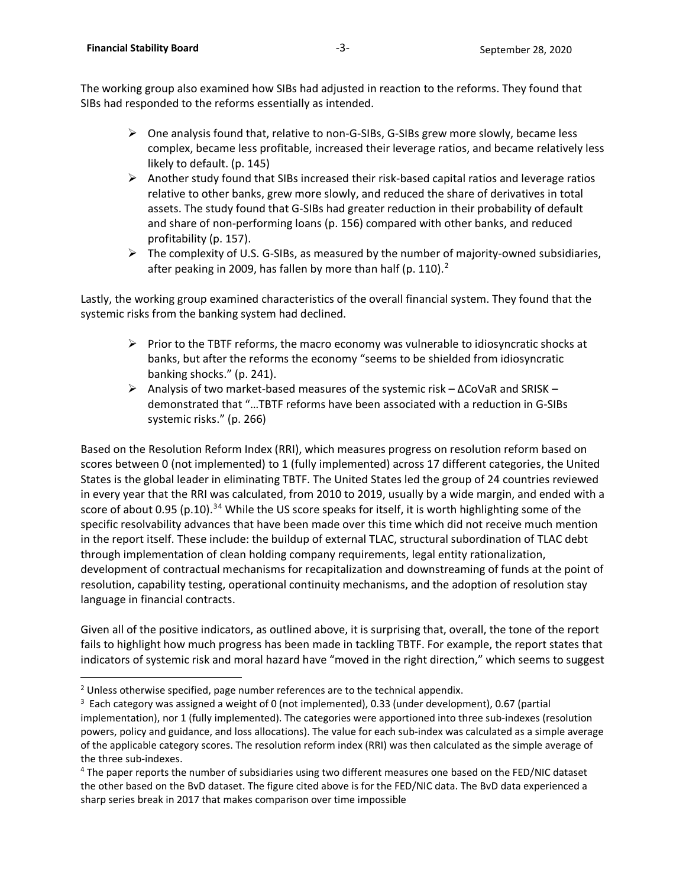The working group also examined how SIBs had adjusted in reaction to the reforms. They found that SIBs had responded to the reforms essentially as intended.

- One analysis found that, relative to non-G-SIBs, G-SIBs grew more slowly, became less complex, became less profitable, increased their leverage ratios, and became relatively less likely to default. (p. 145)
- Another study found that SIBs increased their risk-based capital ratios and leverage ratios relative to other banks, grew more slowly, and reduced the share of derivatives in total assets. The study found that G-SIBs had greater reduction in their probability of default and share of non-performing loans (p. 156) compared with other banks, and reduced profitability (p. 157).
- The complexity of U.S. G-SIBs, as measured by the number of majority-owned subsidiaries, after peaking in 2009, has fallen by more than half (p. 110).[2]

Lastly, the working group examined characteristics of the overall financial system. They found that the systemic risks from the banking system had declined.

- Prior to the TBTF reforms, the macro economy was vulnerable to idiosyncratic shocks at banks, but after the reforms the economy "seems to be shielded from idiosyncratic banking shocks." (p. 241).
- Analysis of two market-based measures of the systemic risk – ΔCoVaR and SRISK – demonstrated that "…TBTF reforms have been associated with a reduction in G-SIBs systemic risks." (p. 266)

Based on the Resolution Reform Index (RRI), which measures progress on resolution reform based on scores between 0 (not implemented) to 1 (fully implemented) across 17 different categories, the United States is the global leader in eliminating TBTF. The United States led the group of 24 countries reviewed in every year that the RRI was calculated, from 2010 to 2019, usually by a wide margin, and ended with a score of about 0.95 (p.10).[34] While the US score speaks for itself, it is worth highlighting some of the specific resolvability advances that have been made over this time which did not receive much mention in the report itself. These include: the buildup of external TLAC, structural subordination of TLAC debt through implementation of clean holding company requirements, legal entity rationalization, development of contractual mechanisms for recapitalization and downstreaming of funds at the point of resolution, capability testing, operational continuity mechanisms, and the adoption of resolution stay language in financial contracts.

Given all of the positive indicators, as outlined above, it is surprising that, overall, the tone of the report fails to highlight how much progress has been made in tackling TBTF. For example, the report states that indicators of systemic risk and moral hazard have "moved in the right direction," which seems to suggest

---

[2] Unless otherwise specified, page number references are to the technical appendix.

[3] Each category was assigned a weight of 0 (not implemented), 0.33 (under development), 0.67 (partial implementation), nor 1 (fully implemented). The categories were apportioned into three sub-indexes (resolution powers, policy and guidance, and loss allocations). The value for each sub-index was calculated as a simple average of the applicable category scores. The resolution reform index (RRI) was then calculated as the simple average of the three sub-indexes.

[4] The paper reports the number of subsidiaries using two different measures one based on the FED/NIC dataset the other based on the BvD dataset. The figure cited above is for the FED/NIC data. The BvD data experienced a sharp series break in 2017 that makes comparison over time impossible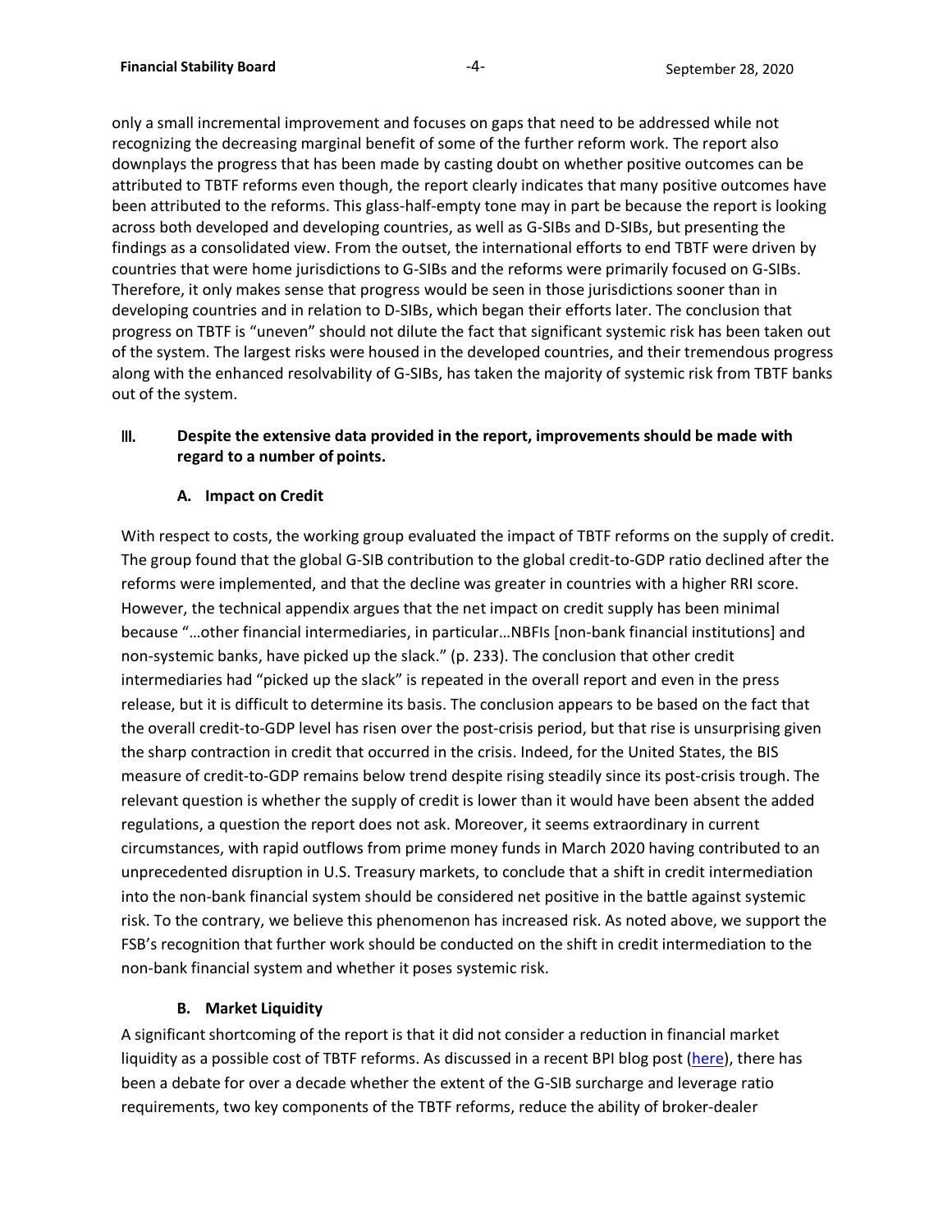only a small incremental improvement and focuses on gaps that need to be addressed while not recognizing the decreasing marginal benefit of some of the further reform work. The report also downplays the progress that has been made by casting doubt on whether positive outcomes can be attributed to TBTF reforms even though, the report clearly indicates that many positive outcomes have been attributed to the reforms. This glass-half-empty tone may in part be because the report is looking across both developed and developing countries, as well as G-SIBs and D-SIBs, but presenting the findings as a consolidated view. From the outset, the international efforts to end TBTF were driven by countries that were home jurisdictions to G-SIBs and the reforms were primarily focused on G-SIBs. Therefore, it only makes sense that progress would be seen in those jurisdictions sooner than in developing countries and in relation to D-SIBs, which began their efforts later. The conclusion that progress on TBTF is "uneven" should not dilute the fact that significant systemic risk has been taken out of the system. The largest risks were housed in the developed countries, and their tremendous progress along with the enhanced resolvability of G-SIBs, has taken the majority of systemic risk from TBTF banks out of the system.

## III. Despite the extensive data provided in the report, improvements should be made with regard to a number of points.

### A. Impact on Credit

With respect to costs, the working group evaluated the impact of TBTF reforms on the supply of credit. The group found that the global G-SIB contribution to the global credit-to-GDP ratio declined after the reforms were implemented, and that the decline was greater in countries with a higher RRI score. However, the technical appendix argues that the net impact on credit supply has been minimal because "…other financial intermediaries, in particular…NBFIs [non-bank financial institutions] and non-systemic banks, have picked up the slack." (p. 233). The conclusion that other credit intermediaries had "picked up the slack" is repeated in the overall report and even in the press release, but it is difficult to determine its basis. The conclusion appears to be based on the fact that the overall credit-to-GDP level has risen over the post-crisis period, but that rise is unsurprising given the sharp contraction in credit that occurred in the crisis. Indeed, for the United States, the BIS measure of credit-to-GDP remains below trend despite rising steadily since its post-crisis trough. The relevant question is whether the supply of credit is lower than it would have been absent the added regulations, a question the report does not ask. Moreover, it seems extraordinary in current circumstances, with rapid outflows from prime money funds in March 2020 having contributed to an unprecedented disruption in U.S. Treasury markets, to conclude that a shift in credit intermediation into the non-bank financial system should be considered net positive in the battle against systemic risk. To the contrary, we believe this phenomenon has increased risk. As noted above, we support the FSB's recognition that further work should be conducted on the shift in credit intermediation to the non-bank financial system and whether it poses systemic risk.

### B. Market Liquidity

A significant shortcoming of the report is that it did not consider a reduction in financial market liquidity as a possible cost of TBTF reforms. As discussed in a recent BPI blog post (here), there has been a debate for over a decade whether the extent of the G-SIB surcharge and leverage ratio requirements, two key components of the TBTF reforms, reduce the ability of broker-dealer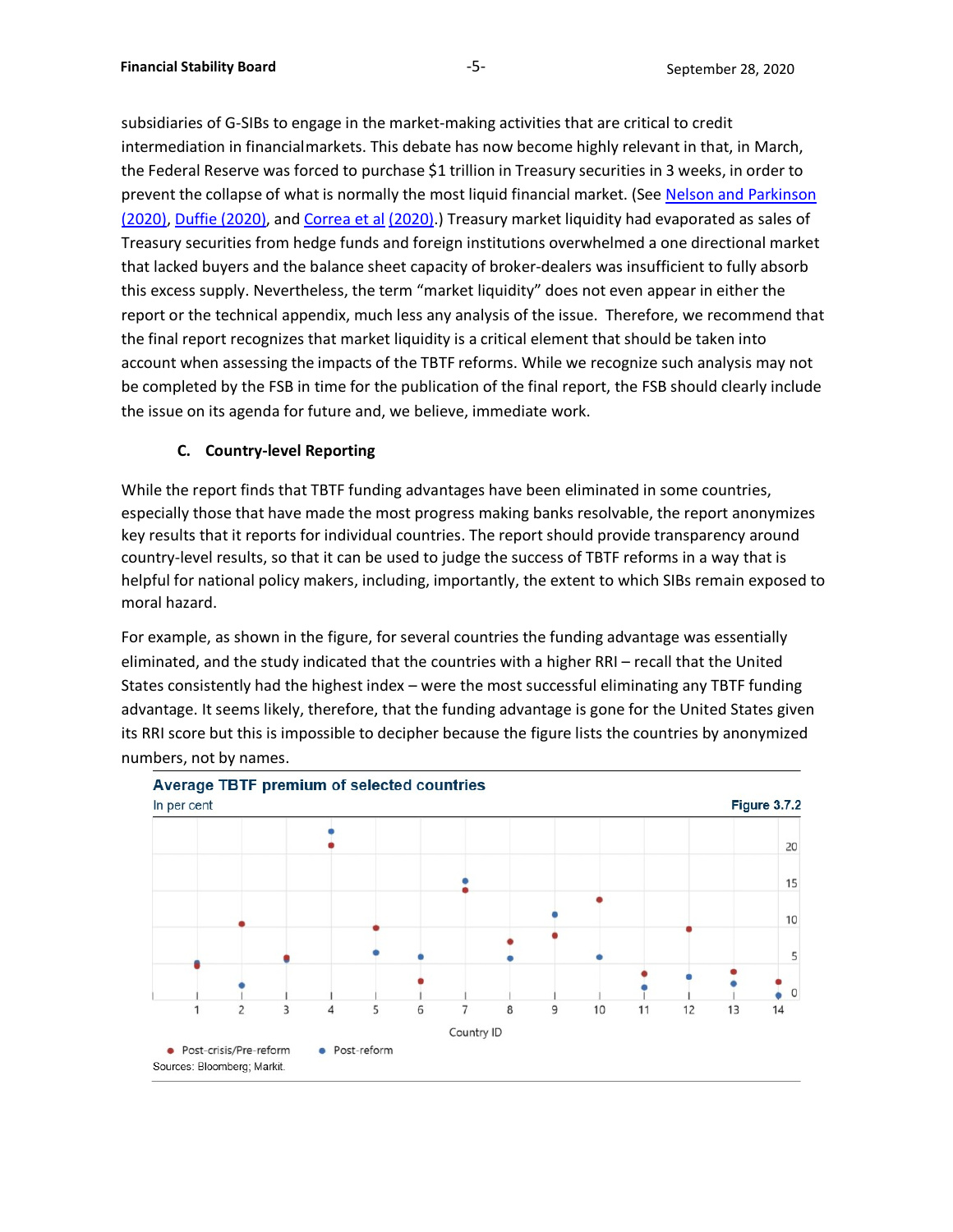subsidiaries of G-SIBs to engage in the market-making activities that are critical to credit intermediation in financialmarkets. This debate has now become highly relevant in that, in March, the Federal Reserve was forced to purchase $1 trillion in Treasury securities in 3 weeks, in order to prevent the collapse of what is normally the most liquid financial market. (See Nelson and Parkinson (2020), Duffie (2020), and Correa et al (2020).) Treasury market liquidity had evaporated as sales of Treasury securities from hedge funds and foreign institutions overwhelmed a one directional market that lacked buyers and the balance sheet capacity of broker-dealers was insufficient to fully absorb this excess supply. Nevertheless, the term "market liquidity" does not even appear in either the report or the technical appendix, much less any analysis of the issue. Therefore, we recommend that the final report recognizes that market liquidity is a critical element that should be taken into account when assessing the impacts of the TBTF reforms. While we recognize such analysis may not be completed by the FSB in time for the publication of the final report, the FSB should clearly include the issue on its agenda for future and, we believe, immediate work.

### C. Country-level Reporting

While the report finds that TBTF funding advantages have been eliminated in some countries, especially those that have made the most progress making banks resolvable, the report anonymizes key results that it reports for individual countries. The report should provide transparency around country-level results, so that it can be used to judge the success of TBTF reforms in a way that is helpful for national policy makers, including, importantly, the extent to which SIBs remain exposed to moral hazard.

For example, as shown in the figure, for several countries the funding advantage was essentially eliminated, and the study indicated that the countries with a higher RRI – recall that the United States consistently had the highest index – were the most successful eliminating any TBTF funding advantage. It seems likely, therefore, that the funding advantage is gone for the United States given its RRI score but this is impossible to decipher because the figure lists the countries by anonymized numbers, not by names.

**Average TBTF premium of selected countries**
In per cent

Figure 3.7.2

Sources: Bloomberg; Markit.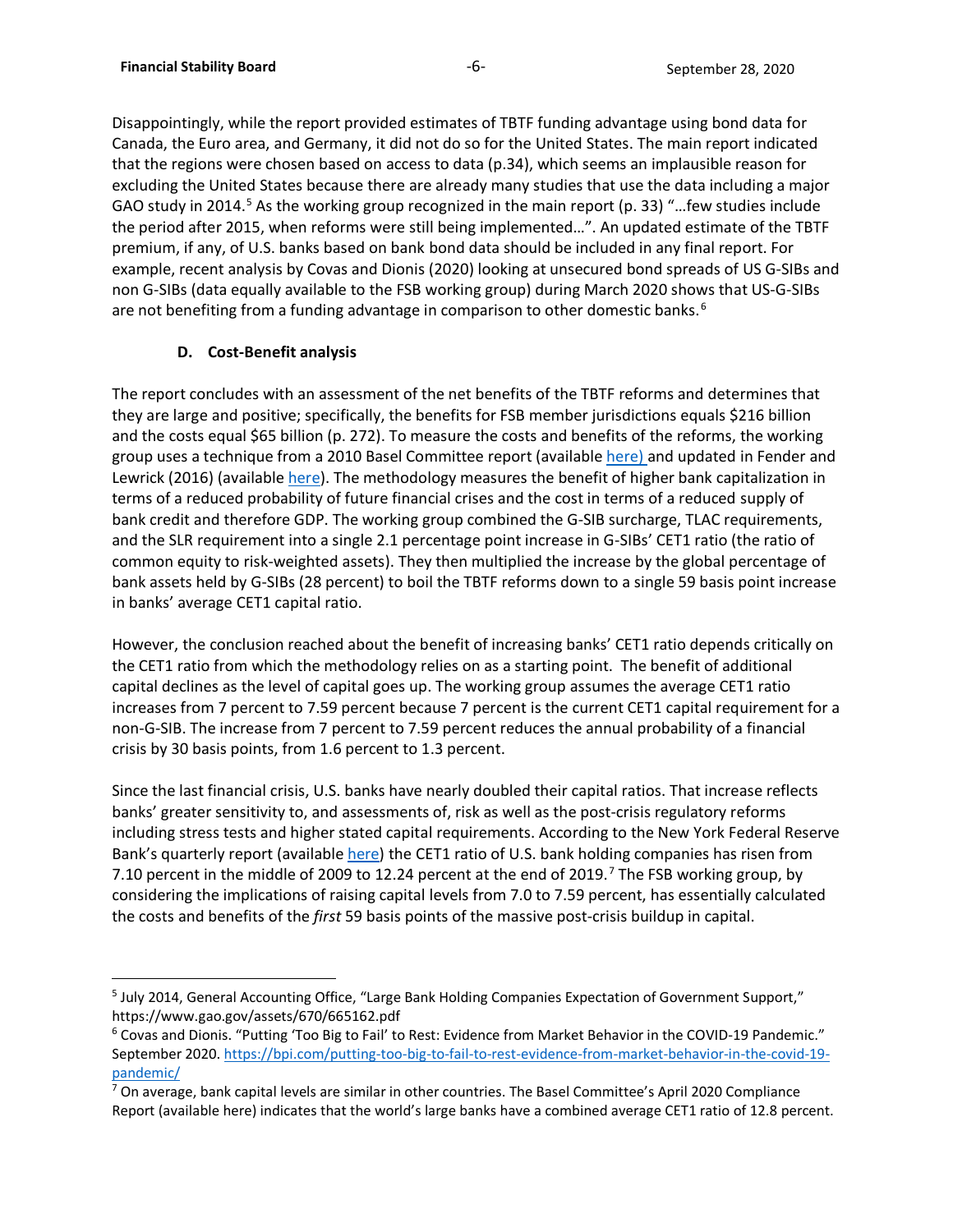Disappointingly, while the report provided estimates of TBTF funding advantage using bond data for Canada, the Euro area, and Germany, it did not do so for the United States. The main report indicated that the regions were chosen based on access to data (p.34), which seems an implausible reason for excluding the United States because there are already many studies that use the data including a major GAO study in 2014.[5] As the working group recognized in the main report (p. 33) "…few studies include the period after 2015, when reforms were still being implemented…". An updated estimate of the TBTF premium, if any, of U.S. banks based on bank bond data should be included in any final report. For example, recent analysis by Covas and Dionis (2020) looking at unsecured bond spreads of US G-SIBs and non G-SIBs (data equally available to the FSB working group) during March 2020 shows that US-G-SIBs are not benefiting from a funding advantage in comparison to other domestic banks.[6]

### D. Cost-Benefit analysis

The report concludes with an assessment of the net benefits of the TBTF reforms and determines that they are large and positive; specifically, the benefits for FSB member jurisdictions equals $216 billion and the costs equal $65 billion (p. 272). To measure the costs and benefits of the reforms, the working group uses a technique from a 2010 Basel Committee report (available [here)](#) and updated in Fender and Lewrick (2016) (available [here](#)). The methodology measures the benefit of higher bank capitalization in terms of a reduced probability of future financial crises and the cost in terms of a reduced supply of bank credit and therefore GDP. The working group combined the G-SIB surcharge, TLAC requirements, and the SLR requirement into a single 2.1 percentage point increase in G-SIBs' CET1 ratio (the ratio of common equity to risk-weighted assets). They then multiplied the increase by the global percentage of bank assets held by G-SIBs (28 percent) to boil the TBTF reforms down to a single 59 basis point increase in banks' average CET1 capital ratio.

However, the conclusion reached about the benefit of increasing banks' CET1 ratio depends critically on the CET1 ratio from which the methodology relies on as a starting point. The benefit of additional capital declines as the level of capital goes up. The working group assumes the average CET1 ratio increases from 7 percent to 7.59 percent because 7 percent is the current CET1 capital requirement for a non-G-SIB. The increase from 7 percent to 7.59 percent reduces the annual probability of a financial crisis by 30 basis points, from 1.6 percent to 1.3 percent.

Since the last financial crisis, U.S. banks have nearly doubled their capital ratios. That increase reflects banks' greater sensitivity to, and assessments of, risk as well as the post-crisis regulatory reforms including stress tests and higher stated capital requirements. According to the New York Federal Reserve Bank's quarterly report (available [here](#)) the CET1 ratio of U.S. bank holding companies has risen from 7.10 percent in the middle of 2009 to 12.24 percent at the end of 2019.[7] The FSB working group, by considering the implications of raising capital levels from 7.0 to 7.59 percent, has essentially calculated the costs and benefits of the *first* 59 basis points of the massive post-crisis buildup in capital.

---

[5] July 2014, General Accounting Office, "Large Bank Holding Companies Expectation of Government Support," https://www.gao.gov/assets/670/665162.pdf

[6] Covas and Dionis. "Putting 'Too Big to Fail' to Rest: Evidence from Market Behavior in the COVID-19 Pandemic." September 2020. https://bpi.com/putting-too-big-to-fail-to-rest-evidence-from-market-behavior-in-the-covid-19-pandemic/

[7] On average, bank capital levels are similar in other countries. The Basel Committee's April 2020 Compliance Report (available here) indicates that the world's large banks have a combined average CET1 ratio of 12.8 percent.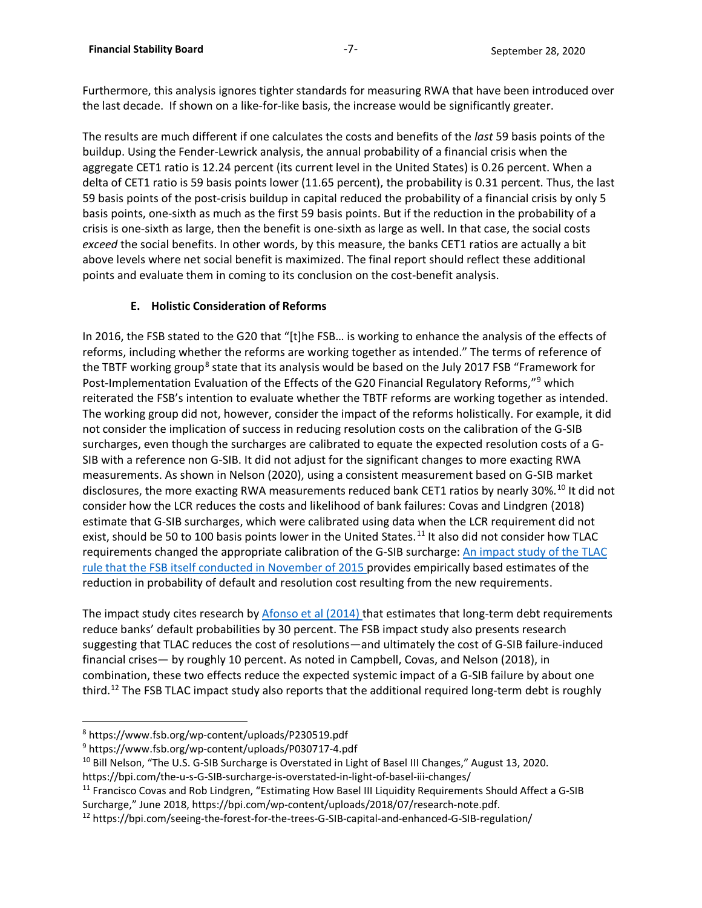Furthermore, this analysis ignores tighter standards for measuring RWA that have been introduced over the last decade. If shown on a like-for-like basis, the increase would be significantly greater.

The results are much different if one calculates the costs and benefits of the *last* 59 basis points of the buildup. Using the Fender-Lewrick analysis, the annual probability of a financial crisis when the aggregate CET1 ratio is 12.24 percent (its current level in the United States) is 0.26 percent. When a delta of CET1 ratio is 59 basis points lower (11.65 percent), the probability is 0.31 percent. Thus, the last 59 basis points of the post-crisis buildup in capital reduced the probability of a financial crisis by only 5 basis points, one-sixth as much as the first 59 basis points. But if the reduction in the probability of a crisis is one-sixth as large, then the benefit is one-sixth as large as well. In that case, the social costs *exceed* the social benefits. In other words, by this measure, the banks CET1 ratios are actually a bit above levels where net social benefit is maximized. The final report should reflect these additional points and evaluate them in coming to its conclusion on the cost-benefit analysis.

### E. Holistic Consideration of Reforms

In 2016, the FSB stated to the G20 that "[t]he FSB… is working to enhance the analysis of the effects of reforms, including whether the reforms are working together as intended." The terms of reference of the TBTF working group[8] state that its analysis would be based on the July 2017 FSB "Framework for Post-Implementation Evaluation of the Effects of the G20 Financial Regulatory Reforms,"[9] which reiterated the FSB's intention to evaluate whether the TBTF reforms are working together as intended. The working group did not, however, consider the impact of the reforms holistically. For example, it did not consider the implication of success in reducing resolution costs on the calibration of the G-SIB surcharges, even though the surcharges are calibrated to equate the expected resolution costs of a G-SIB with a reference non G-SIB. It did not adjust for the significant changes to more exacting RWA measurements. As shown in Nelson (2020), using a consistent measurement based on G-SIB market disclosures, the more exacting RWA measurements reduced bank CET1 ratios by nearly 30%.[10] It did not consider how the LCR reduces the costs and likelihood of bank failures: Covas and Lindgren (2018) estimate that G-SIB surcharges, which were calibrated using data when the LCR requirement did not exist, should be 50 to 100 basis points lower in the United States.[11] It also did not consider how TLAC requirements changed the appropriate calibration of the G-SIB surcharge: An impact study of the TLAC rule that the FSB itself conducted in November of 2015 provides empirically based estimates of the reduction in probability of default and resolution cost resulting from the new requirements.

The impact study cites research by Afonso et al (2014) that estimates that long-term debt requirements reduce banks' default probabilities by 30 percent. The FSB impact study also presents research suggesting that TLAC reduces the cost of resolutions—and ultimately the cost of G-SIB failure-induced financial crises— by roughly 10 percent. As noted in Campbell, Covas, and Nelson (2018), in combination, these two effects reduce the expected systemic impact of a G-SIB failure by about one third.[12] The FSB TLAC impact study also reports that the additional required long-term debt is roughly

---

[8] https://www.fsb.org/wp-content/uploads/P230519.pdf

[9] https://www.fsb.org/wp-content/uploads/P030717-4.pdf

[10] Bill Nelson, "The U.S. G-SIB Surcharge is Overstated in Light of Basel III Changes," August 13, 2020. https://bpi.com/the-u-s-G-SIB-surcharge-is-overstated-in-light-of-basel-iii-changes/

[11] Francisco Covas and Rob Lindgren, "Estimating How Basel III Liquidity Requirements Should Affect a G-SIB Surcharge," June 2018, https://bpi.com/wp-content/uploads/2018/07/research-note.pdf.

[12] https://bpi.com/seeing-the-forest-for-the-trees-G-SIB-capital-and-enhanced-G-SIB-regulation/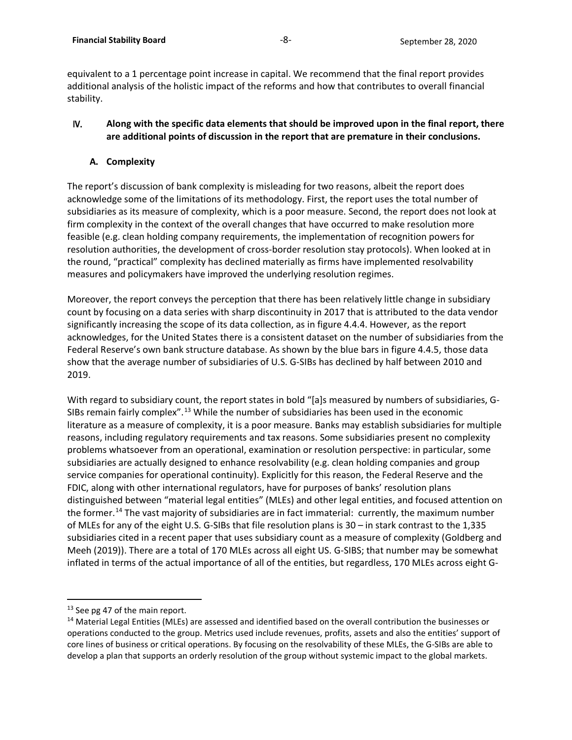equivalent to a 1 percentage point increase in capital. We recommend that the final report provides additional analysis of the holistic impact of the reforms and how that contributes to overall financial stability.

## IV. Along with the specific data elements that should be improved upon in the final report, there are additional points of discussion in the report that are premature in their conclusions.

### A. Complexity

The report's discussion of bank complexity is misleading for two reasons, albeit the report does acknowledge some of the limitations of its methodology. First, the report uses the total number of subsidiaries as its measure of complexity, which is a poor measure. Second, the report does not look at firm complexity in the context of the overall changes that have occurred to make resolution more feasible (e.g. clean holding company requirements, the implementation of recognition powers for resolution authorities, the development of cross-border resolution stay protocols). When looked at in the round, "practical" complexity has declined materially as firms have implemented resolvability measures and policymakers have improved the underlying resolution regimes.

Moreover, the report conveys the perception that there has been relatively little change in subsidiary count by focusing on a data series with sharp discontinuity in 2017 that is attributed to the data vendor significantly increasing the scope of its data collection, as in figure 4.4.4. However, as the report acknowledges, for the United States there is a consistent dataset on the number of subsidiaries from the Federal Reserve's own bank structure database. As shown by the blue bars in figure 4.4.5, those data show that the average number of subsidiaries of U.S. G-SIBs has declined by half between 2010 and 2019.

With regard to subsidiary count, the report states in bold "[a]s measured by numbers of subsidiaries, G-SIBs remain fairly complex".[13] While the number of subsidiaries has been used in the economic literature as a measure of complexity, it is a poor measure. Banks may establish subsidiaries for multiple reasons, including regulatory requirements and tax reasons. Some subsidiaries present no complexity problems whatsoever from an operational, examination or resolution perspective: in particular, some subsidiaries are actually designed to enhance resolvability (e.g. clean holding companies and group service companies for operational continuity). Explicitly for this reason, the Federal Reserve and the FDIC, along with other international regulators, have for purposes of banks' resolution plans distinguished between "material legal entities" (MLEs) and other legal entities, and focused attention on the former.[14] The vast majority of subsidiaries are in fact immaterial: currently, the maximum number of MLEs for any of the eight U.S. G-SIBs that file resolution plans is 30 – in stark contrast to the 1,335 subsidiaries cited in a recent paper that uses subsidiary count as a measure of complexity (Goldberg and Meeh (2019)). There are a total of 170 MLEs across all eight US. G-SIBS; that number may be somewhat inflated in terms of the actual importance of all of the entities, but regardless, 170 MLEs across eight G-

---

[13] See pg 47 of the main report.

[14] Material Legal Entities (MLEs) are assessed and identified based on the overall contribution the businesses or operations conducted to the group. Metrics used include revenues, profits, assets and also the entities' support of core lines of business or critical operations. By focusing on the resolvability of these MLEs, the G-SIBs are able to develop a plan that supports an orderly resolution of the group without systemic impact to the global markets.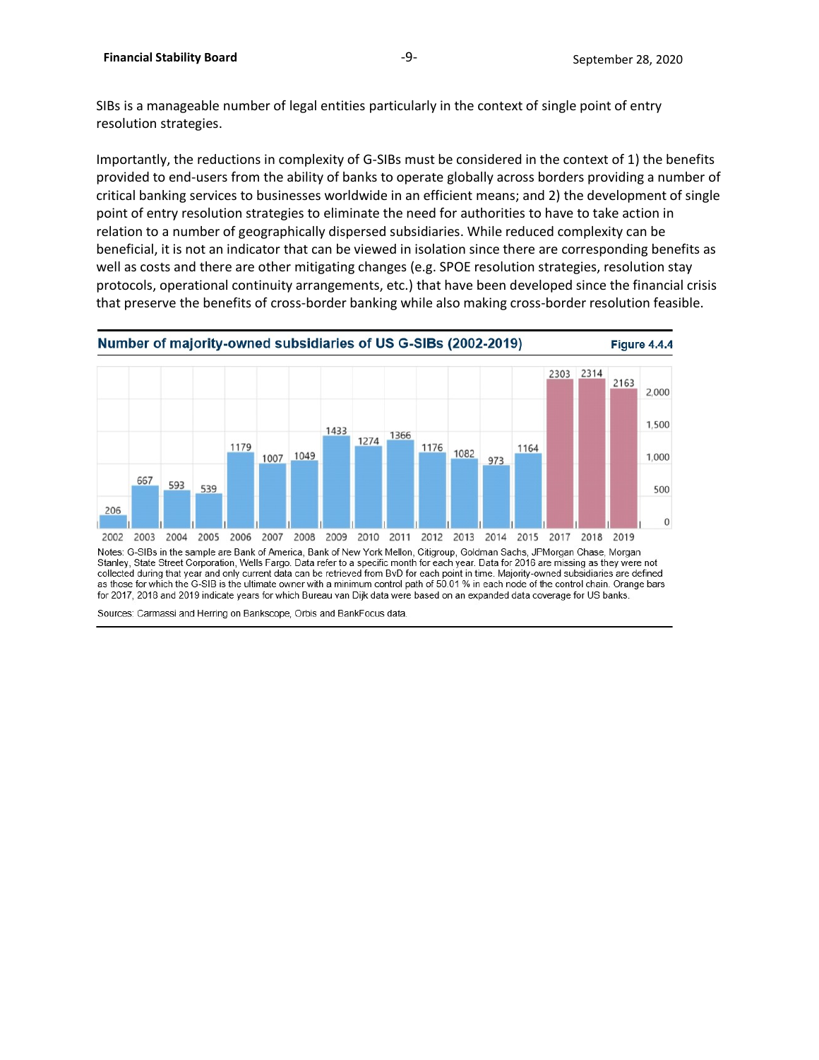SIBs is a manageable number of legal entities particularly in the context of single point of entry resolution strategies.

Importantly, the reductions in complexity of G-SIBs must be considered in the context of 1) the benefits provided to end-users from the ability of banks to operate globally across borders providing a number of critical banking services to businesses worldwide in an efficient means; and 2) the development of single point of entry resolution strategies to eliminate the need for authorities to have to take action in relation to a number of geographically dispersed subsidiaries. While reduced complexity can be beneficial, it is not an indicator that can be viewed in isolation since there are corresponding benefits as well as costs and there are other mitigating changes (e.g. SPOE resolution strategies, resolution stay protocols, operational continuity arrangements, etc.) that have been developed since the financial crisis that preserve the benefits of cross-border banking while also making cross-border resolution feasible.

**Number of majority-owned subsidiaries of US G-SIBs (2002-2019)** — Figure 4.4.4

| Year | Number of subsidiaries |
|---|---|
| 2002 | 206 |
| 2003 | 667 |
| 2004 | 593 |
| 2005 | 539 |
| 2006 | 1179 |
| 2007 | 1007 |
| 2008 | 1049 |
| 2009 | 1433 |
| 2010 | 1274 |
| 2011 | 1366 |
| 2012 | 1176 |
| 2013 | 1082 |
| 2014 | 973 |
| 2015 | 1164 |
| 2017 | 2303 |
| 2018 | 2314 |
| 2019 | 2163 |

Notes: G-SIBs in the sample are Bank of America, Bank of New York Mellon, Citigroup, Goldman Sachs, JPMorgan Chase, Morgan Stanley, State Street Corporation, Wells Fargo. Data refer to a specific month for each year. Data for 2016 are missing as they were not collected during that year and only current data can be retrieved from BvD for each point in time. Majority-owned subsidiaries are defined as those for which the G-SIB is the ultimate owner with a minimum control path of 50.01 % in each node of the control chain. Orange bars for 2017, 2018 and 2019 indicate years for which Bureau van Dijk data were based on an expanded data coverage for US banks.

Sources: Carmassi and Herring on Bankscope, Orbis and BankFocus data.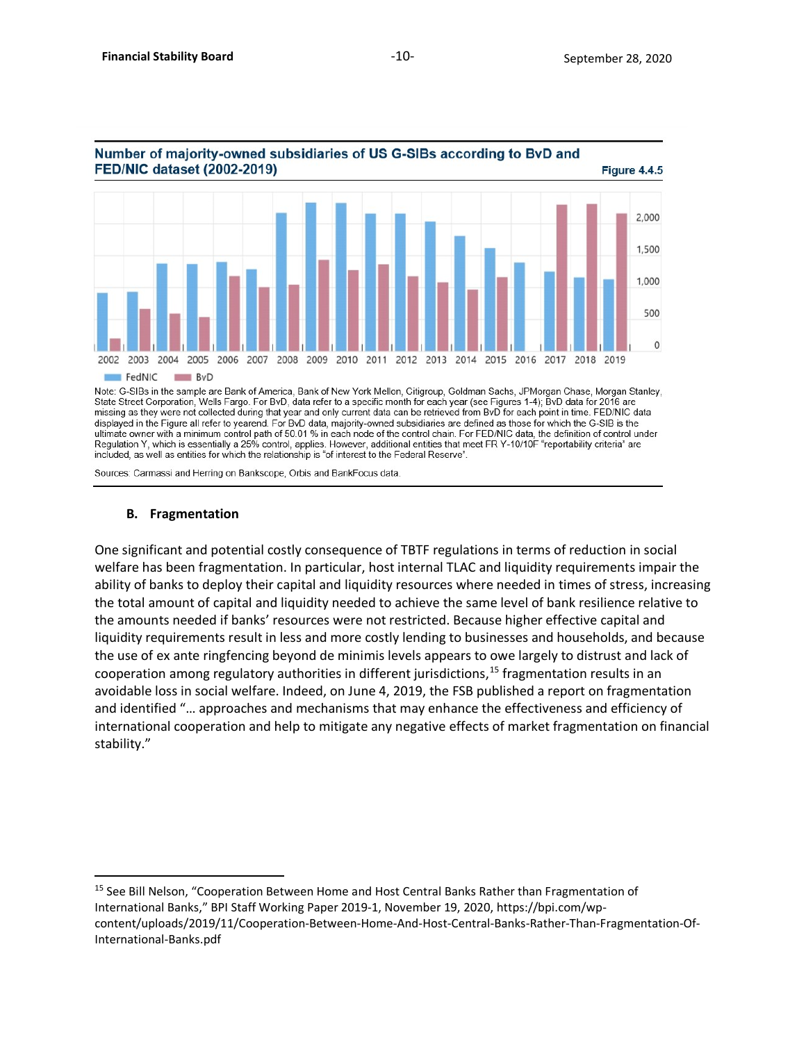**Number of majority-owned subsidiaries of US G-SIBs according to BvD and FED/NIC dataset (2002-2019)** — Figure 4.4.5

Note: G-SIBs in the sample are Bank of America, Bank of New York Mellon, Citigroup, Goldman Sachs, JPMorgan Chase, Morgan Stanley, State Street Corporation, Wells Fargo. For BvD, data refer to a specific month for each year (see Figures 1-4); BvD data for 2016 are missing as they were not collected during that year and only current data can be retrieved from BvD for each point in time. FED/NIC data displayed in the Figure all refer to yearend. For BvD data, majority-owned subsidiaries are defined as those for which the G-SIB is the ultimate owner with a minimum control path of 50.01 % in each node of the control chain. For FED/NIC data, the definition of control under Regulation Y, which is essentially a 25% control, applies. However, additional entities that meet FR Y-10/10F "reportability criteria" are included, as well as entities for which the relationship is "of interest to the Federal Reserve".

Sources: Carmassi and Herring on Bankscope, Orbis and BankFocus data.

### B. Fragmentation

One significant and potential costly consequence of TBTF regulations in terms of reduction in social welfare has been fragmentation. In particular, host internal TLAC and liquidity requirements impair the ability of banks to deploy their capital and liquidity resources where needed in times of stress, increasing the total amount of capital and liquidity needed to achieve the same level of bank resilience relative to the amounts needed if banks' resources were not restricted. Because higher effective capital and liquidity requirements result in less and more costly lending to businesses and households, and because the use of ex ante ringfencing beyond de minimis levels appears to owe largely to distrust and lack of cooperation among regulatory authorities in different jurisdictions,[15] fragmentation results in an avoidable loss in social welfare. Indeed, on June 4, 2019, the FSB published a report on fragmentation and identified "… approaches and mechanisms that may enhance the effectiveness and efficiency of international cooperation and help to mitigate any negative effects of market fragmentation on financial stability."

---

[15] See Bill Nelson, "Cooperation Between Home and Host Central Banks Rather than Fragmentation of International Banks," BPI Staff Working Paper 2019-1, November 19, 2020, https://bpi.com/wp-content/uploads/2019/11/Cooperation-Between-Home-And-Host-Central-Banks-Rather-Than-Fragmentation-Of-International-Banks.pdf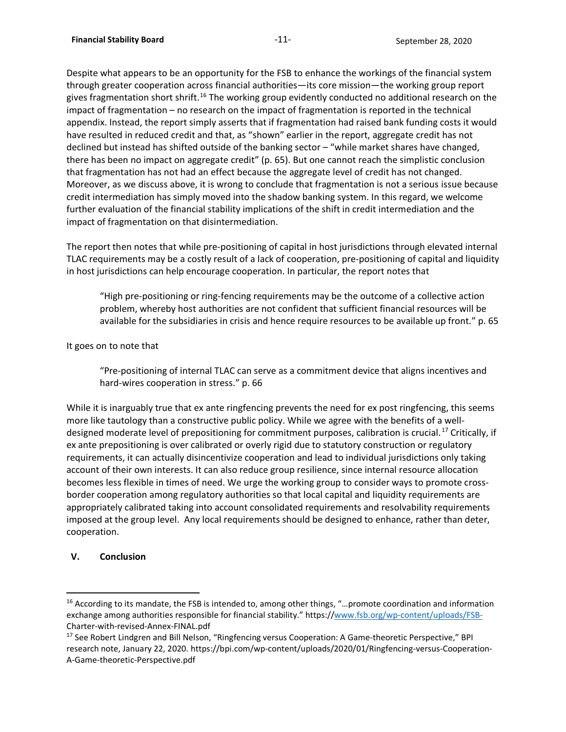Despite what appears to be an opportunity for the FSB to enhance the workings of the financial system through greater cooperation across financial authorities—its core mission—the working group report gives fragmentation short shrift.[16] The working group evidently conducted no additional research on the impact of fragmentation – no research on the impact of fragmentation is reported in the technical appendix. Instead, the report simply asserts that if fragmentation had raised bank funding costs it would have resulted in reduced credit and that, as "shown" earlier in the report, aggregate credit has not declined but instead has shifted outside of the banking sector – "while market shares have changed, there has been no impact on aggregate credit" (p. 65). But one cannot reach the simplistic conclusion that fragmentation has not had an effect because the aggregate level of credit has not changed. Moreover, as we discuss above, it is wrong to conclude that fragmentation is not a serious issue because credit intermediation has simply moved into the shadow banking system. In this regard, we welcome further evaluation of the financial stability implications of the shift in credit intermediation and the impact of fragmentation on that disintermediation.

The report then notes that while pre-positioning of capital in host jurisdictions through elevated internal TLAC requirements may be a costly result of a lack of cooperation, pre-positioning of capital and liquidity in host jurisdictions can help encourage cooperation. In particular, the report notes that

> "High pre-positioning or ring-fencing requirements may be the outcome of a collective action problem, whereby host authorities are not confident that sufficient financial resources will be available for the subsidiaries in crisis and hence require resources to be available up front." p. 65

It goes on to note that

> "Pre-positioning of internal TLAC can serve as a commitment device that aligns incentives and hard-wires cooperation in stress." p. 66

While it is inarguably true that ex ante ringfencing prevents the need for ex post ringfencing, this seems more like tautology than a constructive public policy. While we agree with the benefits of a well-designed moderate level of prepositioning for commitment purposes, calibration is crucial.[17] Critically, if ex ante prepositioning is over calibrated or overly rigid due to statutory construction or regulatory requirements, it can actually disincentivize cooperation and lead to individual jurisdictions only taking account of their own interests. It can also reduce group resilience, since internal resource allocation becomes less flexible in times of need. We urge the working group to consider ways to promote cross-border cooperation among regulatory authorities so that local capital and liquidity requirements are appropriately calibrated taking into account consolidated requirements and resolvability requirements imposed at the group level. Any local requirements should be designed to enhance, rather than deter, cooperation.

## V. Conclusion

---

[16] According to its mandate, the FSB is intended to, among other things, "…promote coordination and information exchange among authorities responsible for financial stability." https://www.fsb.org/wp-content/uploads/FSB-Charter-with-revised-Annex-FINAL.pdf

[17] See Robert Lindgren and Bill Nelson, "Ringfencing versus Cooperation: A Game-theoretic Perspective," BPI research note, January 22, 2020. https://bpi.com/wp-content/uploads/2020/01/Ringfencing-versus-Cooperation-A-Game-theoretic-Perspective.pdf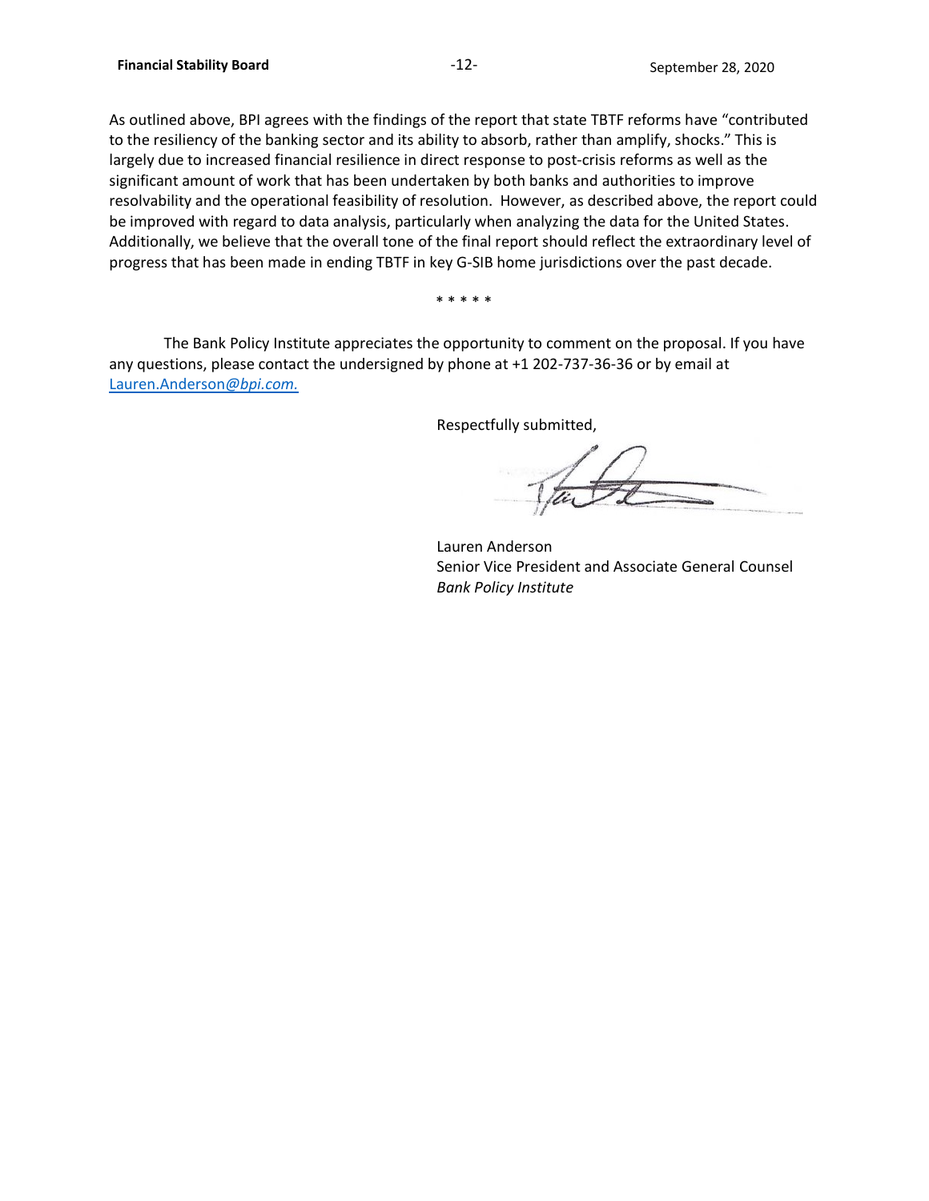As outlined above, BPI agrees with the findings of the report that state TBTF reforms have "contributed to the resiliency of the banking sector and its ability to absorb, rather than amplify, shocks." This is largely due to increased financial resilience in direct response to post-crisis reforms as well as the significant amount of work that has been undertaken by both banks and authorities to improve resolvability and the operational feasibility of resolution. However, as described above, the report could be improved with regard to data analysis, particularly when analyzing the data for the United States. Additionally, we believe that the overall tone of the final report should reflect the extraordinary level of progress that has been made in ending TBTF in key G-SIB home jurisdictions over the past decade.

\* \* \* \* \*

The Bank Policy Institute appreciates the opportunity to comment on the proposal. If you have any questions, please contact the undersigned by phone at +1 202-737-36-36 or by email at Lauren.Anderson@*bpi.com.*

Respectfully submitted,

Lauren Anderson
Senior Vice President and Associate General Counsel
*Bank Policy Institute*